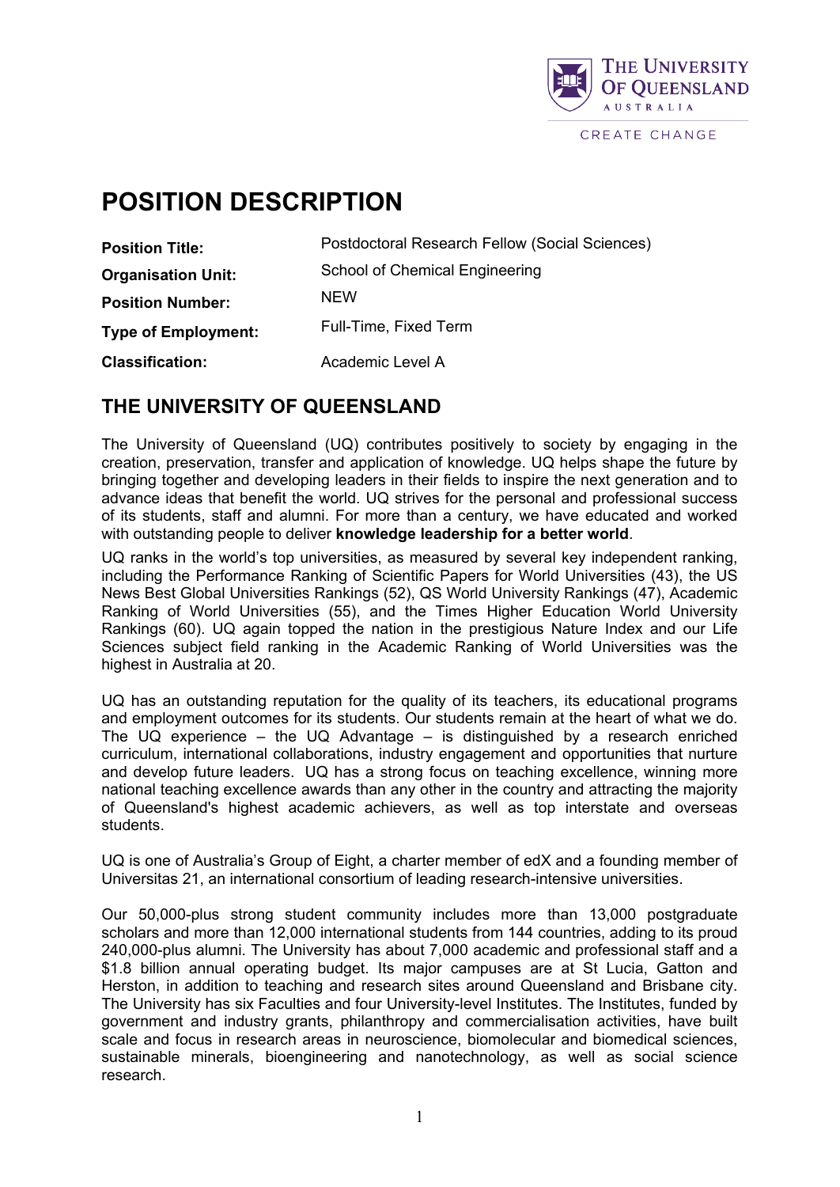THE UNIVERSITY OF QUEENSLAND AUSTRALIA

CREATE CHANGE

# POSITION DESCRIPTION

| | |
|---|---|
| **Position Title:** | Postdoctoral Research Fellow (Social Sciences) |
| **Organisation Unit:** | School of Chemical Engineering |
| **Position Number:** | NEW |
| **Type of Employment:** | Full-Time, Fixed Term |
| **Classification:** | Academic Level A |

## THE UNIVERSITY OF QUEENSLAND

The University of Queensland (UQ) contributes positively to society by engaging in the creation, preservation, transfer and application of knowledge. UQ helps shape the future by bringing together and developing leaders in their fields to inspire the next generation and to advance ideas that benefit the world. UQ strives for the personal and professional success of its students, staff and alumni. For more than a century, we have educated and worked with outstanding people to deliver **knowledge leadership for a better world**.

UQ ranks in the world's top universities, as measured by several key independent ranking, including the Performance Ranking of Scientific Papers for World Universities (43), the US News Best Global Universities Rankings (52), QS World University Rankings (47), Academic Ranking of World Universities (55), and the Times Higher Education World University Rankings (60). UQ again topped the nation in the prestigious Nature Index and our Life Sciences subject field ranking in the Academic Ranking of World Universities was the highest in Australia at 20.

UQ has an outstanding reputation for the quality of its teachers, its educational programs and employment outcomes for its students. Our students remain at the heart of what we do. The UQ experience – the UQ Advantage – is distinguished by a research enriched curriculum, international collaborations, industry engagement and opportunities that nurture and develop future leaders. UQ has a strong focus on teaching excellence, winning more national teaching excellence awards than any other in the country and attracting the majority of Queensland's highest academic achievers, as well as top interstate and overseas students.

UQ is one of Australia's Group of Eight, a charter member of edX and a founding member of Universitas 21, an international consortium of leading research-intensive universities.

Our 50,000-plus strong student community includes more than 13,000 postgraduate scholars and more than 12,000 international students from 144 countries, adding to its proud 240,000-plus alumni. The University has about 7,000 academic and professional staff and a $1.8 billion annual operating budget. Its major campuses are at St Lucia, Gatton and Herston, in addition to teaching and research sites around Queensland and Brisbane city. The University has six Faculties and four University-level Institutes. The Institutes, funded by government and industry grants, philanthropy and commercialisation activities, have built scale and focus in research areas in neuroscience, biomolecular and biomedical sciences, sustainable minerals, bioengineering and nanotechnology, as well as social science research.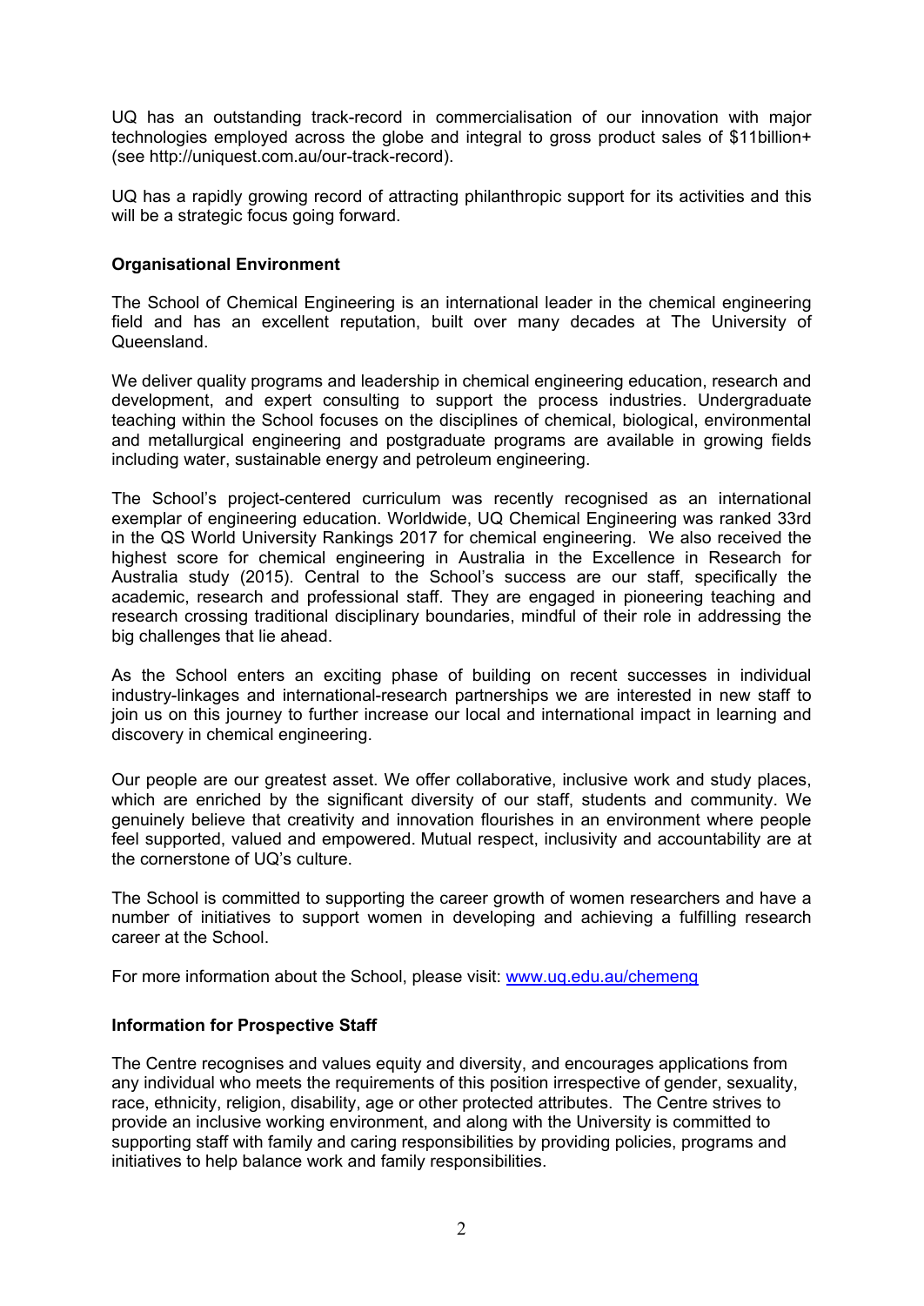UQ has an outstanding track-record in commercialisation of our innovation with major technologies employed across the globe and integral to gross product sales of $11billion+ (see http://uniquest.com.au/our-track-record).

UQ has a rapidly growing record of attracting philanthropic support for its activities and this will be a strategic focus going forward.

**Organisational Environment**

The School of Chemical Engineering is an international leader in the chemical engineering field and has an excellent reputation, built over many decades at The University of Queensland.

We deliver quality programs and leadership in chemical engineering education, research and development, and expert consulting to support the process industries. Undergraduate teaching within the School focuses on the disciplines of chemical, biological, environmental and metallurgical engineering and postgraduate programs are available in growing fields including water, sustainable energy and petroleum engineering.

The School's project-centered curriculum was recently recognised as an international exemplar of engineering education. Worldwide, UQ Chemical Engineering was ranked 33rd in the QS World University Rankings 2017 for chemical engineering. We also received the highest score for chemical engineering in Australia in the Excellence in Research for Australia study (2015). Central to the School's success are our staff, specifically the academic, research and professional staff. They are engaged in pioneering teaching and research crossing traditional disciplinary boundaries, mindful of their role in addressing the big challenges that lie ahead.

As the School enters an exciting phase of building on recent successes in individual industry-linkages and international-research partnerships we are interested in new staff to join us on this journey to further increase our local and international impact in learning and discovery in chemical engineering.

Our people are our greatest asset. We offer collaborative, inclusive work and study places, which are enriched by the significant diversity of our staff, students and community. We genuinely believe that creativity and innovation flourishes in an environment where people feel supported, valued and empowered. Mutual respect, inclusivity and accountability are at the cornerstone of UQ's culture.

The School is committed to supporting the career growth of women researchers and have a number of initiatives to support women in developing and achieving a fulfilling research career at the School.

For more information about the School, please visit: [www.uq.edu.au/chemeng](http://www.uq.edu.au/chemeng)

**Information for Prospective Staff**

The Centre recognises and values equity and diversity, and encourages applications from any individual who meets the requirements of this position irrespective of gender, sexuality, race, ethnicity, religion, disability, age or other protected attributes. The Centre strives to provide an inclusive working environment, and along with the University is committed to supporting staff with family and caring responsibilities by providing policies, programs and initiatives to help balance work and family responsibilities.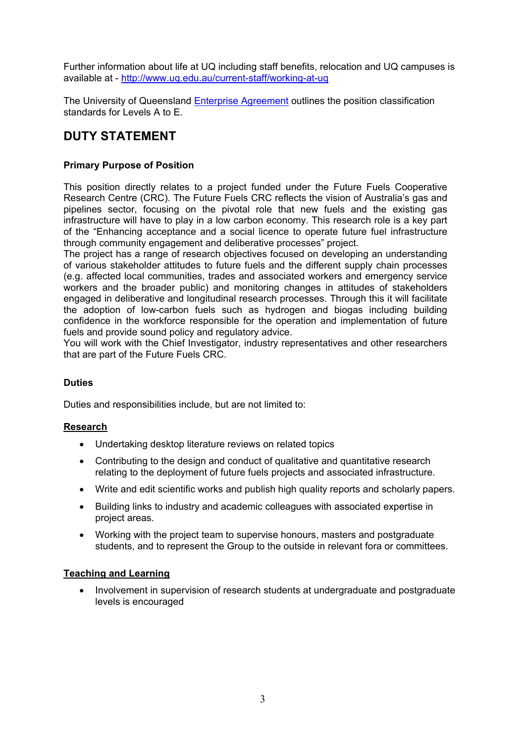Further information about life at UQ including staff benefits, relocation and UQ campuses is available at - [http://www.uq.edu.au/current-staff/working-at-uq](http://www.uq.edu.au/current-staff/working-at-uq)

The University of Queensland [Enterprise Agreement]() outlines the position classification standards for Levels A to E.

## DUTY STATEMENT

**Primary Purpose of Position**

This position directly relates to a project funded under the Future Fuels Cooperative Research Centre (CRC). The Future Fuels CRC reflects the vision of Australia's gas and pipelines sector, focusing on the pivotal role that new fuels and the existing gas infrastructure will have to play in a low carbon economy. This research role is a key part of the "Enhancing acceptance and a social licence to operate future fuel infrastructure through community engagement and deliberative processes" project.
The project has a range of research objectives focused on developing an understanding of various stakeholder attitudes to future fuels and the different supply chain processes (e.g. affected local communities, trades and associated workers and emergency service workers and the broader public) and monitoring changes in attitudes of stakeholders engaged in deliberative and longitudinal research processes. Through this it will facilitate the adoption of low-carbon fuels such as hydrogen and biogas including building confidence in the workforce responsible for the operation and implementation of future fuels and provide sound policy and regulatory advice.
You will work with the Chief Investigator, industry representatives and other researchers that are part of the Future Fuels CRC.

**Duties**

Duties and responsibilities include, but are not limited to:

**Research**

- Undertaking desktop literature reviews on related topics
- Contributing to the design and conduct of qualitative and quantitative research relating to the deployment of future fuels projects and associated infrastructure.
- Write and edit scientific works and publish high quality reports and scholarly papers.
- Building links to industry and academic colleagues with associated expertise in project areas.
- Working with the project team to supervise honours, masters and postgraduate students, and to represent the Group to the outside in relevant fora or committees.

**Teaching and Learning**

- Involvement in supervision of research students at undergraduate and postgraduate levels is encouraged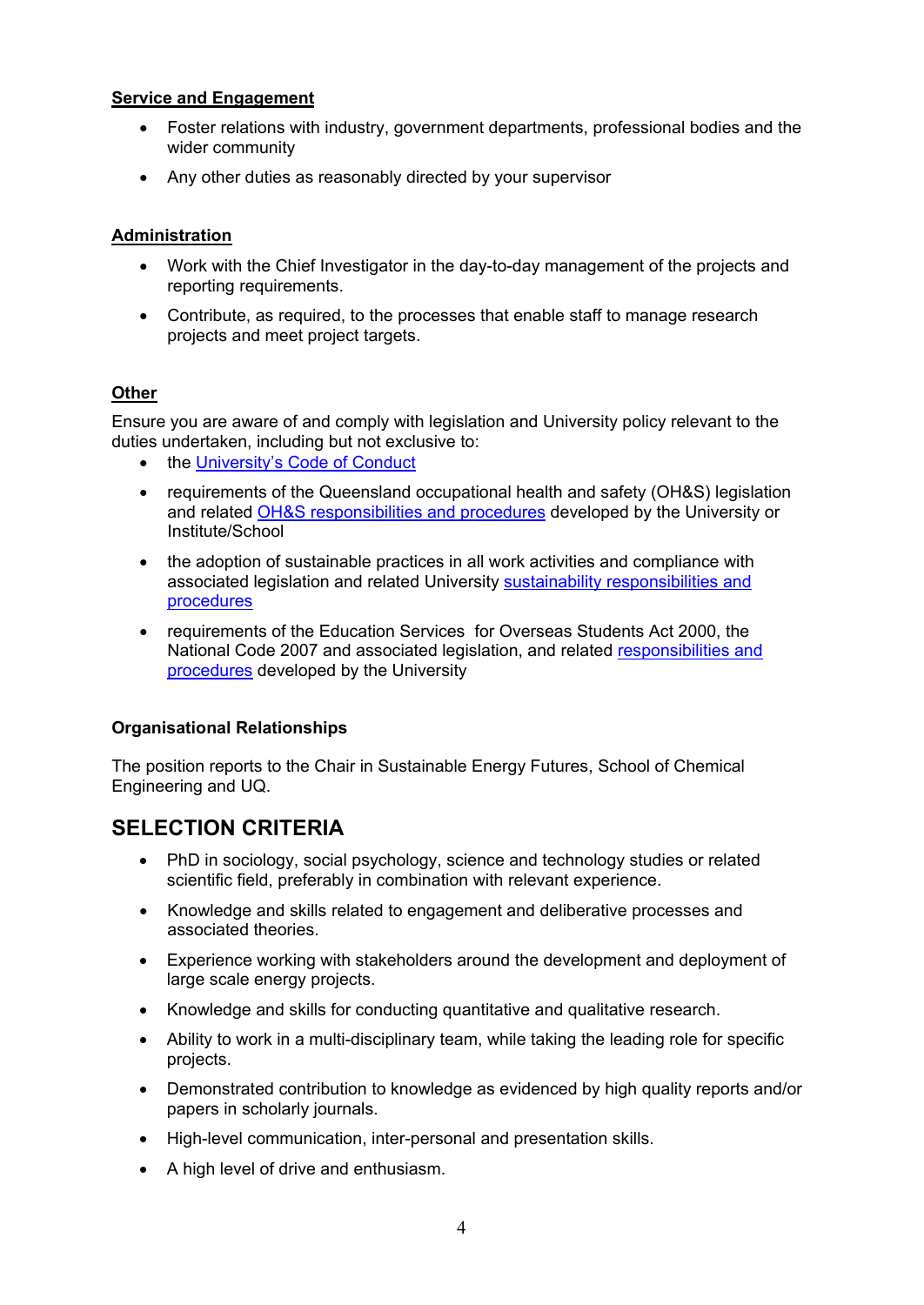**Service and Engagement**

- Foster relations with industry, government departments, professional bodies and the wider community
- Any other duties as reasonably directed by your supervisor

**Administration**

- Work with the Chief Investigator in the day-to-day management of the projects and reporting requirements.
- Contribute, as required, to the processes that enable staff to manage research projects and meet project targets.

**Other**

Ensure you are aware of and comply with legislation and University policy relevant to the duties undertaken, including but not exclusive to:

- the University's Code of Conduct
- requirements of the Queensland occupational health and safety (OH&S) legislation and related OH&S responsibilities and procedures developed by the University or Institute/School
- the adoption of sustainable practices in all work activities and compliance with associated legislation and related University sustainability responsibilities and procedures
- requirements of the Education Services for Overseas Students Act 2000, the National Code 2007 and associated legislation, and related responsibilities and procedures developed by the University

**Organisational Relationships**

The position reports to the Chair in Sustainable Energy Futures, School of Chemical Engineering and UQ.

## SELECTION CRITERIA

- PhD in sociology, social psychology, science and technology studies or related scientific field, preferably in combination with relevant experience.
- Knowledge and skills related to engagement and deliberative processes and associated theories.
- Experience working with stakeholders around the development and deployment of large scale energy projects.
- Knowledge and skills for conducting quantitative and qualitative research.
- Ability to work in a multi-disciplinary team, while taking the leading role for specific projects.
- Demonstrated contribution to knowledge as evidenced by high quality reports and/or papers in scholarly journals.
- High-level communication, inter-personal and presentation skills.
- A high level of drive and enthusiasm.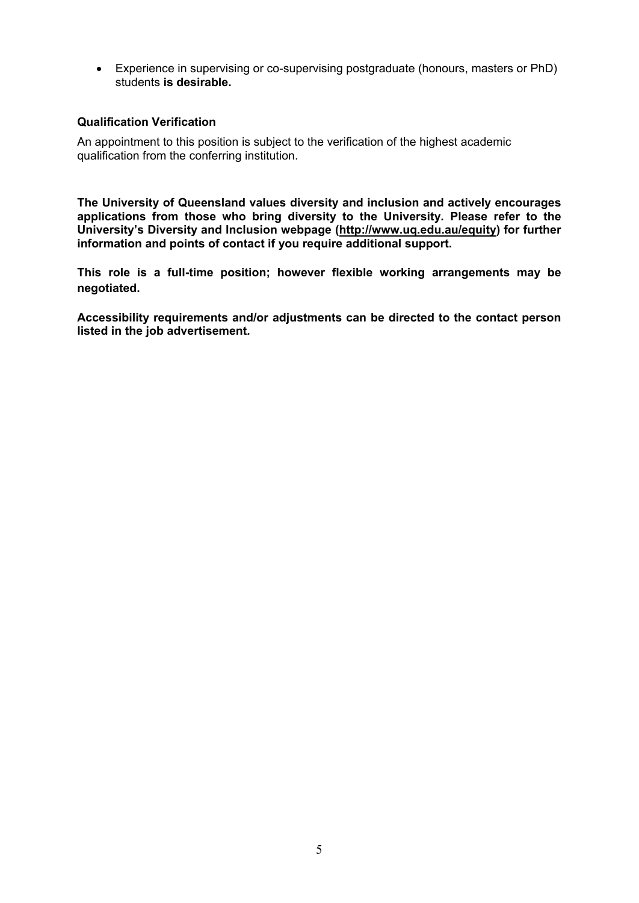- Experience in supervising or co-supervising postgraduate (honours, masters or PhD) students **is desirable.**

**Qualification Verification**

An appointment to this position is subject to the verification of the highest academic qualification from the conferring institution.

**The University of Queensland values diversity and inclusion and actively encourages applications from those who bring diversity to the University. Please refer to the University's Diversity and Inclusion webpage (http://www.uq.edu.au/equity) for further information and points of contact if you require additional support.**

**This role is a full-time position; however flexible working arrangements may be negotiated.**

**Accessibility requirements and/or adjustments can be directed to the contact person listed in the job advertisement.**